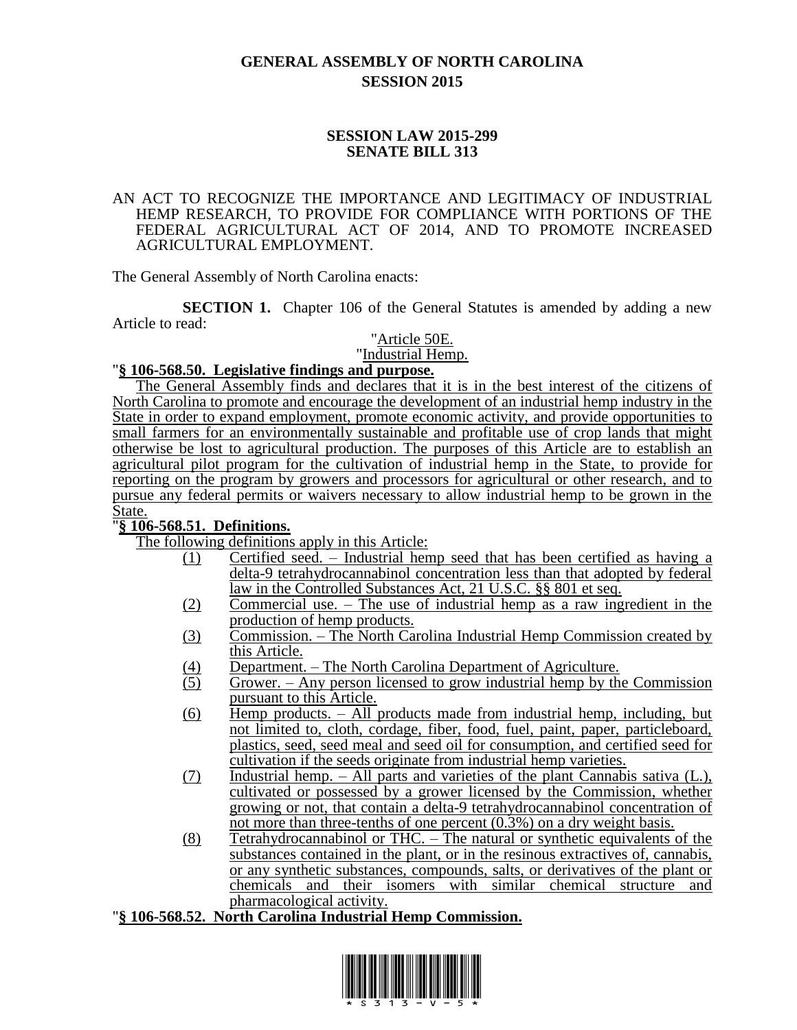# GENERAL ASSEMBLY OF NORTH CAROLINA
## SESSION 2015

### SESSION LAW 2015-299
### SENATE BILL 313

AN ACT TO RECOGNIZE THE IMPORTANCE AND LEGITIMACY OF INDUSTRIAL HEMP RESEARCH, TO PROVIDE FOR COMPLIANCE WITH PORTIONS OF THE FEDERAL AGRICULTURAL ACT OF 2014, AND TO PROMOTE INCREASED AGRICULTURAL EMPLOYMENT.

The General Assembly of North Carolina enacts:

**SECTION 1.** Chapter 106 of the General Statutes is amended by adding a new Article to read:

"Article 50E.

"Industrial Hemp.

"**§ 106-568.50. Legislative findings and purpose.**

The General Assembly finds and declares that it is in the best interest of the citizens of North Carolina to promote and encourage the development of an industrial hemp industry in the State in order to expand employment, promote economic activity, and provide opportunities to small farmers for an environmentally sustainable and profitable use of crop lands that might otherwise be lost to agricultural production. The purposes of this Article are to establish an agricultural pilot program for the cultivation of industrial hemp in the State, to provide for reporting on the program by growers and processors for agricultural or other research, and to pursue any federal permits or waivers necessary to allow industrial hemp to be grown in the State.

"**§ 106-568.51. Definitions.**

The following definitions apply in this Article:

(1) Certified seed. – Industrial hemp seed that has been certified as having a delta-9 tetrahydrocannabinol concentration less than that adopted by federal law in the Controlled Substances Act, 21 U.S.C. §§ 801 et seq.

(2) Commercial use. – The use of industrial hemp as a raw ingredient in the production of hemp products.

(3) Commission. – The North Carolina Industrial Hemp Commission created by this Article.

(4) Department. – The North Carolina Department of Agriculture.

(5) Grower. – Any person licensed to grow industrial hemp by the Commission pursuant to this Article.

(6) Hemp products. – All products made from industrial hemp, including, but not limited to, cloth, cordage, fiber, food, fuel, paint, paper, particleboard, plastics, seed, seed meal and seed oil for consumption, and certified seed for cultivation if the seeds originate from industrial hemp varieties.

(7) Industrial hemp. – All parts and varieties of the plant Cannabis sativa (L.), cultivated or possessed by a grower licensed by the Commission, whether growing or not, that contain a delta-9 tetrahydrocannabinol concentration of not more than three-tenths of one percent (0.3%) on a dry weight basis.

(8) Tetrahydrocannabinol or THC. – The natural or synthetic equivalents of the substances contained in the plant, or in the resinous extractives of, cannabis, or any synthetic substances, compounds, salts, or derivatives of the plant or chemicals and their isomers with similar chemical structure and pharmacological activity.

"**§ 106-568.52. North Carolina Industrial Hemp Commission.**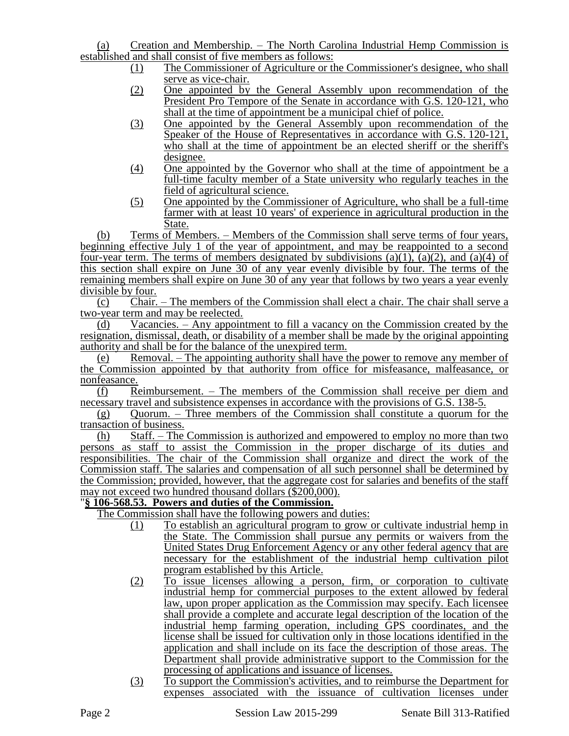(a) Creation and Membership. – The North Carolina Industrial Hemp Commission is established and shall consist of five members as follows:

(1) The Commissioner of Agriculture or the Commissioner's designee, who shall serve as vice-chair.

(2) One appointed by the General Assembly upon recommendation of the President Pro Tempore of the Senate in accordance with G.S. 120-121, who shall at the time of appointment be a municipal chief of police.

(3) One appointed by the General Assembly upon recommendation of the Speaker of the House of Representatives in accordance with G.S. 120-121, who shall at the time of appointment be an elected sheriff or the sheriff's designee.

(4) One appointed by the Governor who shall at the time of appointment be a full-time faculty member of a State university who regularly teaches in the field of agricultural science.

(5) One appointed by the Commissioner of Agriculture, who shall be a full-time farmer with at least 10 years' of experience in agricultural production in the State.

(b) Terms of Members. – Members of the Commission shall serve terms of four years, beginning effective July 1 of the year of appointment, and may be reappointed to a second four-year term. The terms of members designated by subdivisions (a)(1), (a)(2), and (a)(4) of this section shall expire on June 30 of any year evenly divisible by four. The terms of the remaining members shall expire on June 30 of any year that follows by two years a year evenly divisible by four.

(c) Chair. – The members of the Commission shall elect a chair. The chair shall serve a two-year term and may be reelected.

(d) Vacancies. – Any appointment to fill a vacancy on the Commission created by the resignation, dismissal, death, or disability of a member shall be made by the original appointing authority and shall be for the balance of the unexpired term.

(e) Removal. – The appointing authority shall have the power to remove any member of the Commission appointed by that authority from office for misfeasance, malfeasance, or nonfeasance.

(f) Reimbursement. – The members of the Commission shall receive per diem and necessary travel and subsistence expenses in accordance with the provisions of G.S. 138-5.

(g) Quorum. – Three members of the Commission shall constitute a quorum for the transaction of business.

(h) Staff. – The Commission is authorized and empowered to employ no more than two persons as staff to assist the Commission in the proper discharge of its duties and responsibilities. The chair of the Commission shall organize and direct the work of the Commission staff. The salaries and compensation of all such personnel shall be determined by the Commission; provided, however, that the aggregate cost for salaries and benefits of the staff may not exceed two hundred thousand dollars ($200,000).

"**§ 106-568.53. Powers and duties of the Commission.**

The Commission shall have the following powers and duties:

(1) To establish an agricultural program to grow or cultivate industrial hemp in the State. The Commission shall pursue any permits or waivers from the United States Drug Enforcement Agency or any other federal agency that are necessary for the establishment of the industrial hemp cultivation pilot program established by this Article.

(2) To issue licenses allowing a person, firm, or corporation to cultivate industrial hemp for commercial purposes to the extent allowed by federal law, upon proper application as the Commission may specify. Each licensee shall provide a complete and accurate legal description of the location of the industrial hemp farming operation, including GPS coordinates, and the license shall be issued for cultivation only in those locations identified in the application and shall include on its face the description of those areas. The Department shall provide administrative support to the Commission for the processing of applications and issuance of licenses.

(3) To support the Commission's activities, and to reimburse the Department for expenses associated with the issuance of cultivation licenses under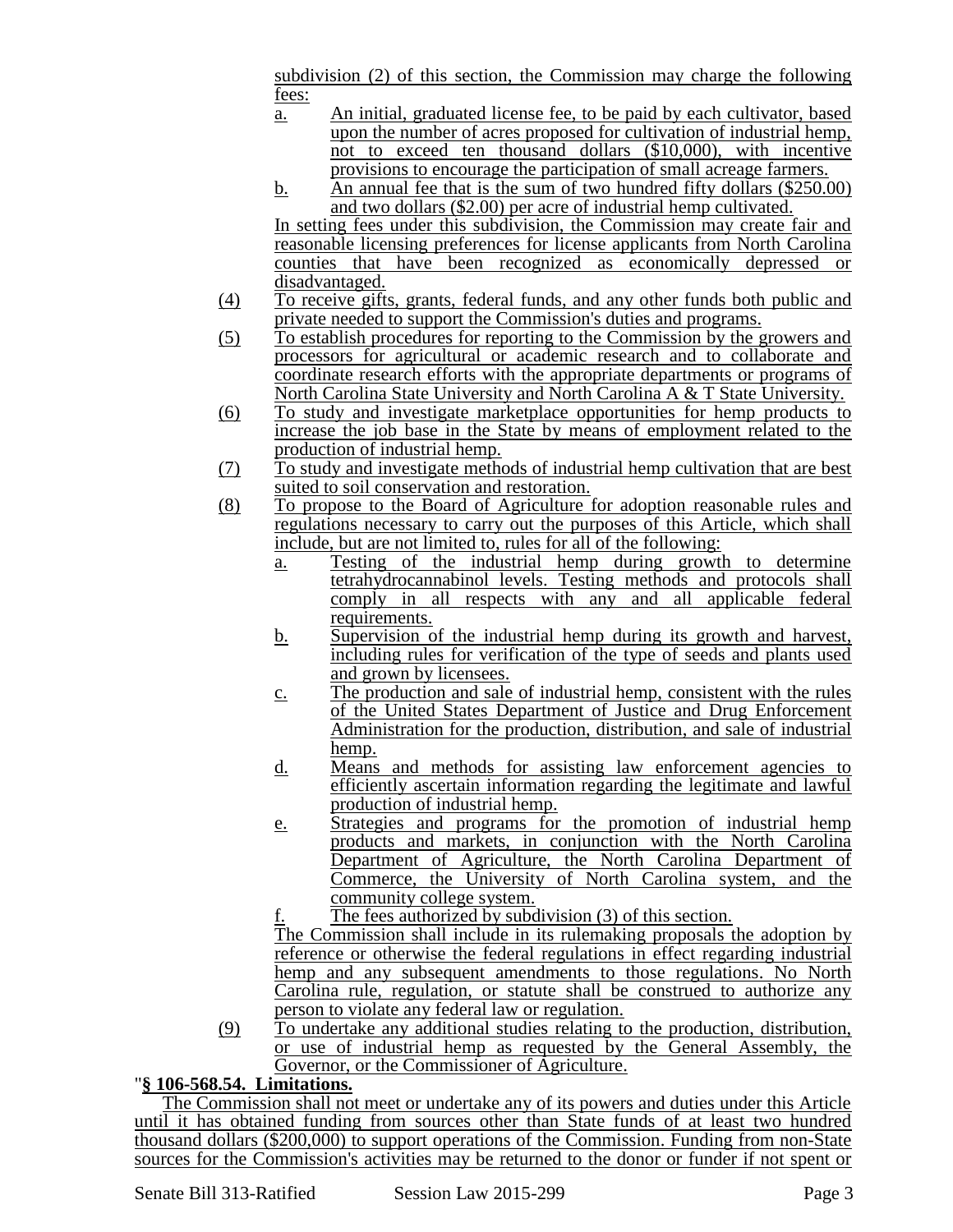subdivision (2) of this section, the Commission may charge the following fees:

a. An initial, graduated license fee, to be paid by each cultivator, based upon the number of acres proposed for cultivation of industrial hemp, not to exceed ten thousand dollars ($10,000), with incentive provisions to encourage the participation of small acreage farmers.

b. An annual fee that is the sum of two hundred fifty dollars ($250.00) and two dollars ($2.00) per acre of industrial hemp cultivated.

In setting fees under this subdivision, the Commission may create fair and reasonable licensing preferences for license applicants from North Carolina counties that have been recognized as economically depressed or disadvantaged.

(4) To receive gifts, grants, federal funds, and any other funds both public and private needed to support the Commission's duties and programs.

(5) To establish procedures for reporting to the Commission by the growers and processors for agricultural or academic research and to collaborate and coordinate research efforts with the appropriate departments or programs of North Carolina State University and North Carolina A & T State University.

(6) To study and investigate marketplace opportunities for hemp products to increase the job base in the State by means of employment related to the production of industrial hemp.

(7) To study and investigate methods of industrial hemp cultivation that are best suited to soil conservation and restoration.

(8) To propose to the Board of Agriculture for adoption reasonable rules and regulations necessary to carry out the purposes of this Article, which shall include, but are not limited to, rules for all of the following:

a. Testing of the industrial hemp during growth to determine tetrahydrocannabinol levels. Testing methods and protocols shall comply in all respects with any and all applicable federal requirements.

b. Supervision of the industrial hemp during its growth and harvest, including rules for verification of the type of seeds and plants used and grown by licensees.

c. The production and sale of industrial hemp, consistent with the rules of the United States Department of Justice and Drug Enforcement Administration for the production, distribution, and sale of industrial hemp.

d. Means and methods for assisting law enforcement agencies to efficiently ascertain information regarding the legitimate and lawful production of industrial hemp.

e. Strategies and programs for the promotion of industrial hemp products and markets, in conjunction with the North Carolina Department of Agriculture, the North Carolina Department of Commerce, the University of North Carolina system, and the community college system.

f. The fees authorized by subdivision (3) of this section.

The Commission shall include in its rulemaking proposals the adoption by reference or otherwise the federal regulations in effect regarding industrial hemp and any subsequent amendments to those regulations. No North Carolina rule, regulation, or statute shall be construed to authorize any person to violate any federal law or regulation.

(9) To undertake any additional studies relating to the production, distribution, or use of industrial hemp as requested by the General Assembly, the Governor, or the Commissioner of Agriculture.

"**§ 106-568.54. Limitations.**

The Commission shall not meet or undertake any of its powers and duties under this Article until it has obtained funding from sources other than State funds of at least two hundred thousand dollars ($200,000) to support operations of the Commission. Funding from non-State sources for the Commission's activities may be returned to the donor or funder if not spent or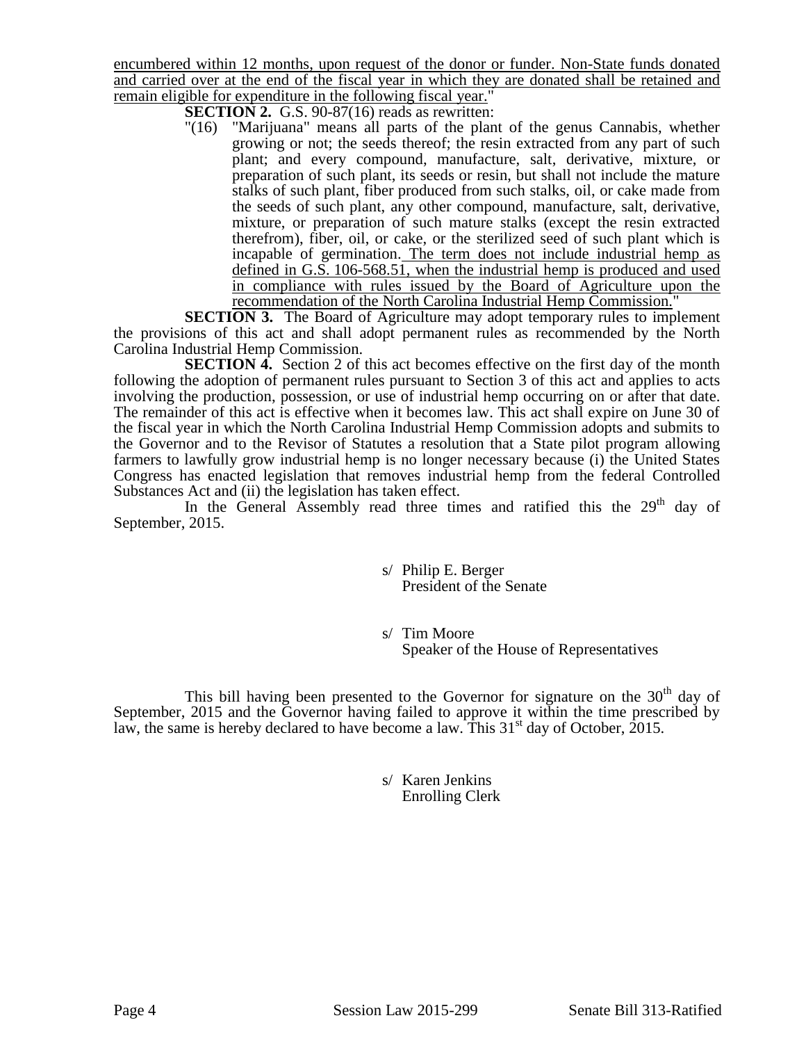encumbered within 12 months, upon request of the donor or funder. Non-State funds donated and carried over at the end of the fiscal year in which they are donated shall be retained and remain eligible for expenditure in the following fiscal year."

**SECTION 2.** G.S. 90-87(16) reads as rewritten:

"(16) "Marijuana" means all parts of the plant of the genus Cannabis, whether growing or not; the seeds thereof; the resin extracted from any part of such plant; and every compound, manufacture, salt, derivative, mixture, or preparation of such plant, its seeds or resin, but shall not include the mature stalks of such plant, fiber produced from such stalks, oil, or cake made from the seeds of such plant, any other compound, manufacture, salt, derivative, mixture, or preparation of such mature stalks (except the resin extracted therefrom), fiber, oil, or cake, or the sterilized seed of such plant which is incapable of germination. The term does not include industrial hemp as defined in G.S. 106-568.51, when the industrial hemp is produced and used in compliance with rules issued by the Board of Agriculture upon the recommendation of the North Carolina Industrial Hemp Commission."

**SECTION 3.** The Board of Agriculture may adopt temporary rules to implement the provisions of this act and shall adopt permanent rules as recommended by the North Carolina Industrial Hemp Commission.

**SECTION 4.** Section 2 of this act becomes effective on the first day of the month following the adoption of permanent rules pursuant to Section 3 of this act and applies to acts involving the production, possession, or use of industrial hemp occurring on or after that date. The remainder of this act is effective when it becomes law. This act shall expire on June 30 of the fiscal year in which the North Carolina Industrial Hemp Commission adopts and submits to the Governor and to the Revisor of Statutes a resolution that a State pilot program allowing farmers to lawfully grow industrial hemp is no longer necessary because (i) the United States Congress has enacted legislation that removes industrial hemp from the federal Controlled Substances Act and (ii) the legislation has taken effect.

In the General Assembly read three times and ratified this the 29th day of September, 2015.

s/ Philip E. Berger
President of the Senate

s/ Tim Moore
Speaker of the House of Representatives

This bill having been presented to the Governor for signature on the 30th day of September, 2015 and the Governor having failed to approve it within the time prescribed by law, the same is hereby declared to have become a law. This 31st day of October, 2015.

s/ Karen Jenkins
Enrolling Clerk